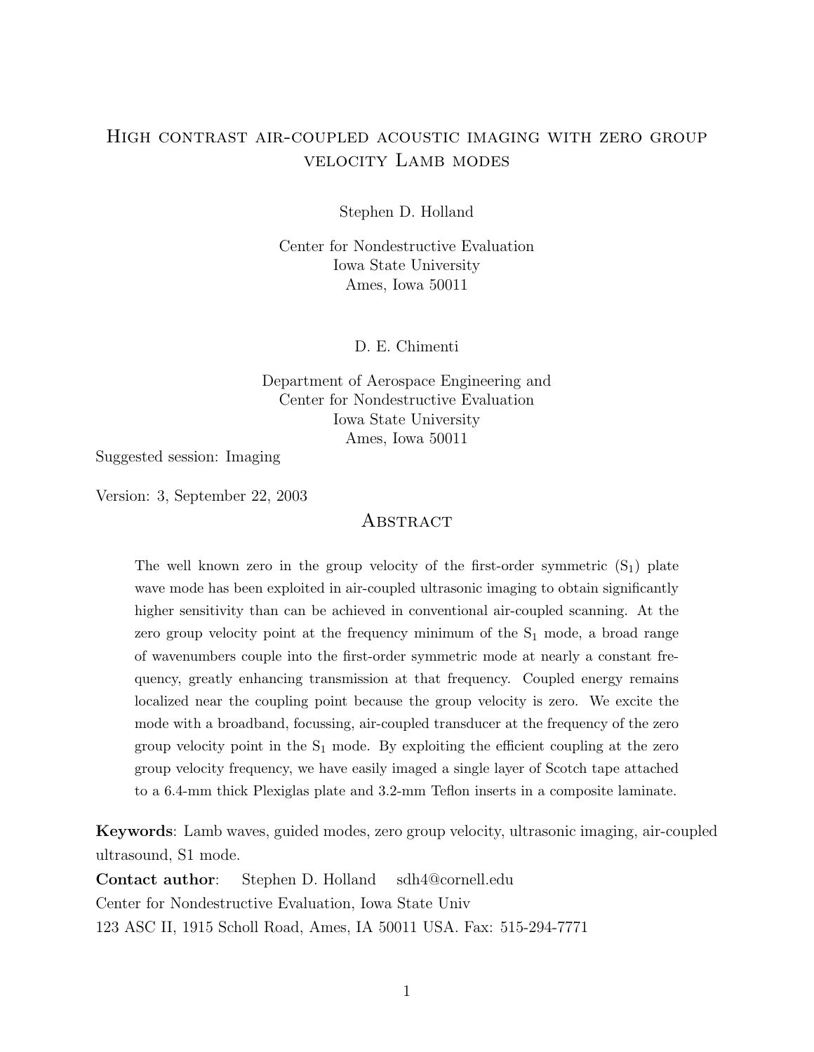# High contrast air-coupled acoustic imaging with zero group velocity Lamb modes

Stephen D. Holland

Center for Nondestructive Evaluation
Iowa State University
Ames, Iowa 50011

D. E. Chimenti

Department of Aerospace Engineering and
Center for Nondestructive Evaluation
Iowa State University
Ames, Iowa 50011

Suggested session: Imaging

Version: 3, September 22, 2003

## Abstract

The well known zero in the group velocity of the first-order symmetric ($S_1$) plate wave mode has been exploited in air-coupled ultrasonic imaging to obtain significantly higher sensitivity than can be achieved in conventional air-coupled scanning. At the zero group velocity point at the frequency minimum of the $S_1$ mode, a broad range of wavenumbers couple into the first-order symmetric mode at nearly a constant frequency, greatly enhancing transmission at that frequency. Coupled energy remains localized near the coupling point because the group velocity is zero. We excite the mode with a broadband, focussing, air-coupled transducer at the frequency of the zero group velocity point in the $S_1$ mode. By exploiting the efficient coupling at the zero group velocity frequency, we have easily imaged a single layer of Scotch tape attached to a 6.4-mm thick Plexiglas plate and 3.2-mm Teflon inserts in a composite laminate.

**Keywords**: Lamb waves, guided modes, zero group velocity, ultrasonic imaging, air-coupled ultrasound, S1 mode.

**Contact author**: Stephen D. Holland sdh4@cornell.edu
Center for Nondestructive Evaluation, Iowa State Univ
123 ASC II, 1915 Scholl Road, Ames, IA 50011 USA. Fax: 515-294-7771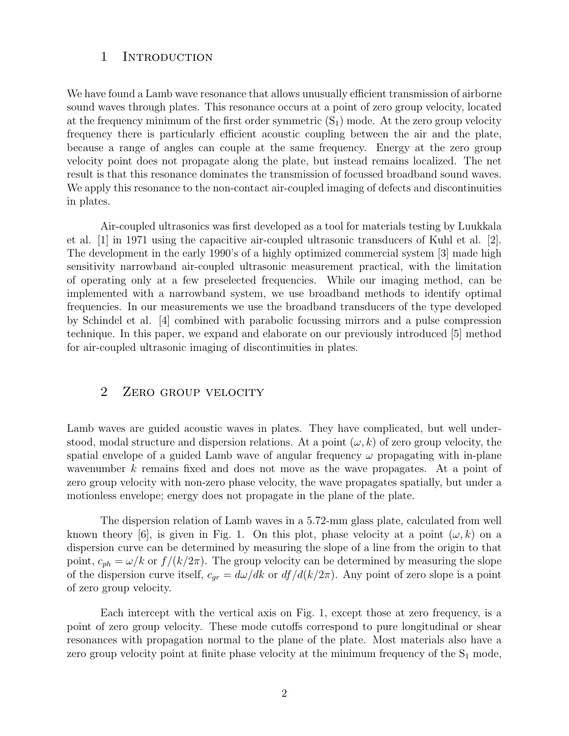## 1 Introduction

We have found a Lamb wave resonance that allows unusually efficient transmission of airborne sound waves through plates. This resonance occurs at a point of zero group velocity, located at the frequency minimum of the first order symmetric ($S_1$) mode. At the zero group velocity frequency there is particularly efficient acoustic coupling between the air and the plate, because a range of angles can couple at the same frequency. Energy at the zero group velocity point does not propagate along the plate, but instead remains localized. The net result is that this resonance dominates the transmission of focussed broadband sound waves. We apply this resonance to the non-contact air-coupled imaging of defects and discontinuities in plates.

Air-coupled ultrasonics was first developed as a tool for materials testing by Luukkala et al. [1] in 1971 using the capacitive air-coupled ultrasonic transducers of Kuhl et al. [2]. The development in the early 1990's of a highly optimized commercial system [3] made high sensitivity narrowband air-coupled ultrasonic measurement practical, with the limitation of operating only at a few preselected frequencies. While our imaging method, can be implemented with a narrowband system, we use broadband methods to identify optimal frequencies. In our measurements we use the broadband transducers of the type developed by Schindel et al. [4] combined with parabolic focussing mirrors and a pulse compression technique. In this paper, we expand and elaborate on our previously introduced [5] method for air-coupled ultrasonic imaging of discontinuities in plates.

## 2 Zero group velocity

Lamb waves are guided acoustic waves in plates. They have complicated, but well understood, modal structure and dispersion relations. At a point $(\omega, k)$ of zero group velocity, the spatial envelope of a guided Lamb wave of angular frequency $\omega$ propagating with in-plane wavenumber $k$ remains fixed and does not move as the wave propagates. At a point of zero group velocity with non-zero phase velocity, the wave propagates spatially, but under a motionless envelope; energy does not propagate in the plane of the plate.

The dispersion relation of Lamb waves in a 5.72-mm glass plate, calculated from well known theory [6], is given in Fig. 1. On this plot, phase velocity at a point $(\omega, k)$ on a dispersion curve can be determined by measuring the slope of a line from the origin to that point, $c_{ph} = \omega/k$ or $f/(k/2\pi)$. The group velocity can be determined by measuring the slope of the dispersion curve itself, $c_{gr} = d\omega/dk$ or $df/d(k/2\pi)$. Any point of zero slope is a point of zero group velocity.

Each intercept with the vertical axis on Fig. 1, except those at zero frequency, is a point of zero group velocity. These mode cutoffs correspond to pure longitudinal or shear resonances with propagation normal to the plane of the plate. Most materials also have a zero group velocity point at finite phase velocity at the minimum frequency of the $S_1$ mode,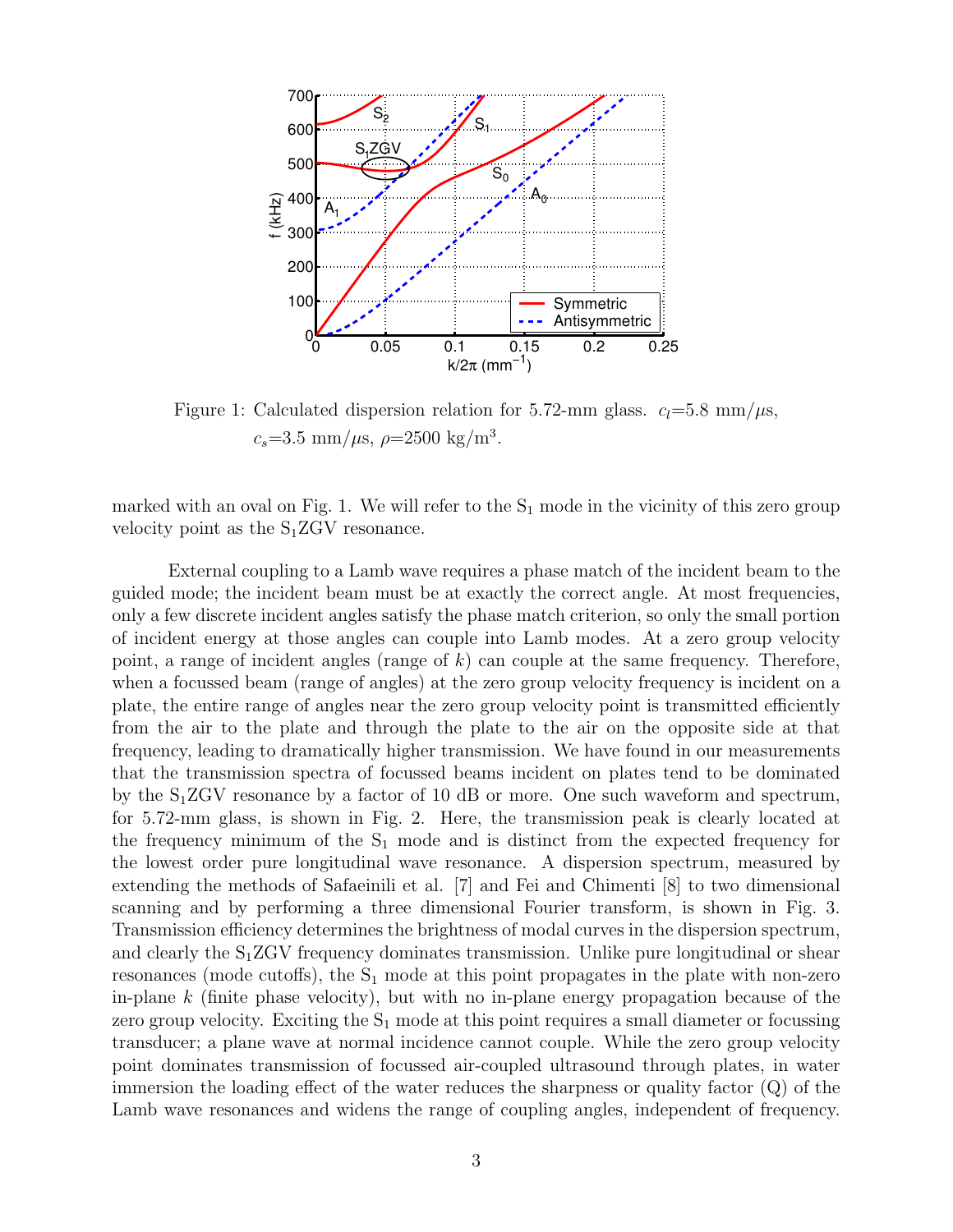Figure 1: Calculated dispersion relation for 5.72-mm glass. $c_l$=5.8 mm/$\mu$s, $c_s$=3.5 mm/$\mu$s, $\rho$=2500 kg/m$^3$.

marked with an oval on Fig. 1. We will refer to the $S_1$ mode in the vicinity of this zero group velocity point as the $S_1$ZGV resonance.

External coupling to a Lamb wave requires a phase match of the incident beam to the guided mode; the incident beam must be at exactly the correct angle. At most frequencies, only a few discrete incident angles satisfy the phase match criterion, so only the small portion of incident energy at those angles can couple into Lamb modes. At a zero group velocity point, a range of incident angles (range of $k$) can couple at the same frequency. Therefore, when a focussed beam (range of angles) at the zero group velocity frequency is incident on a plate, the entire range of angles near the zero group velocity point is transmitted efficiently from the air to the plate and through the plate to the air on the opposite side at that frequency, leading to dramatically higher transmission. We have found in our measurements that the transmission spectra of focussed beams incident on plates tend to be dominated by the $S_1$ZGV resonance by a factor of 10 dB or more. One such waveform and spectrum, for 5.72-mm glass, is shown in Fig. 2. Here, the transmission peak is clearly located at the frequency minimum of the $S_1$ mode and is distinct from the expected frequency for the lowest order pure longitudinal wave resonance. A dispersion spectrum, measured by extending the methods of Safaeinili et al. [7] and Fei and Chimenti [8] to two dimensional scanning and by performing a three dimensional Fourier transform, is shown in Fig. 3. Transmission efficiency determines the brightness of modal curves in the dispersion spectrum, and clearly the $S_1$ZGV frequency dominates transmission. Unlike pure longitudinal or shear resonances (mode cutoffs), the $S_1$ mode at this point propagates in the plate with non-zero in-plane $k$ (finite phase velocity), but with no in-plane energy propagation because of the zero group velocity. Exciting the $S_1$ mode at this point requires a small diameter or focussing transducer; a plane wave at normal incidence cannot couple. While the zero group velocity point dominates transmission of focussed air-coupled ultrasound through plates, in water immersion the loading effect of the water reduces the sharpness or quality factor (Q) of the Lamb wave resonances and widens the range of coupling angles, independent of frequency.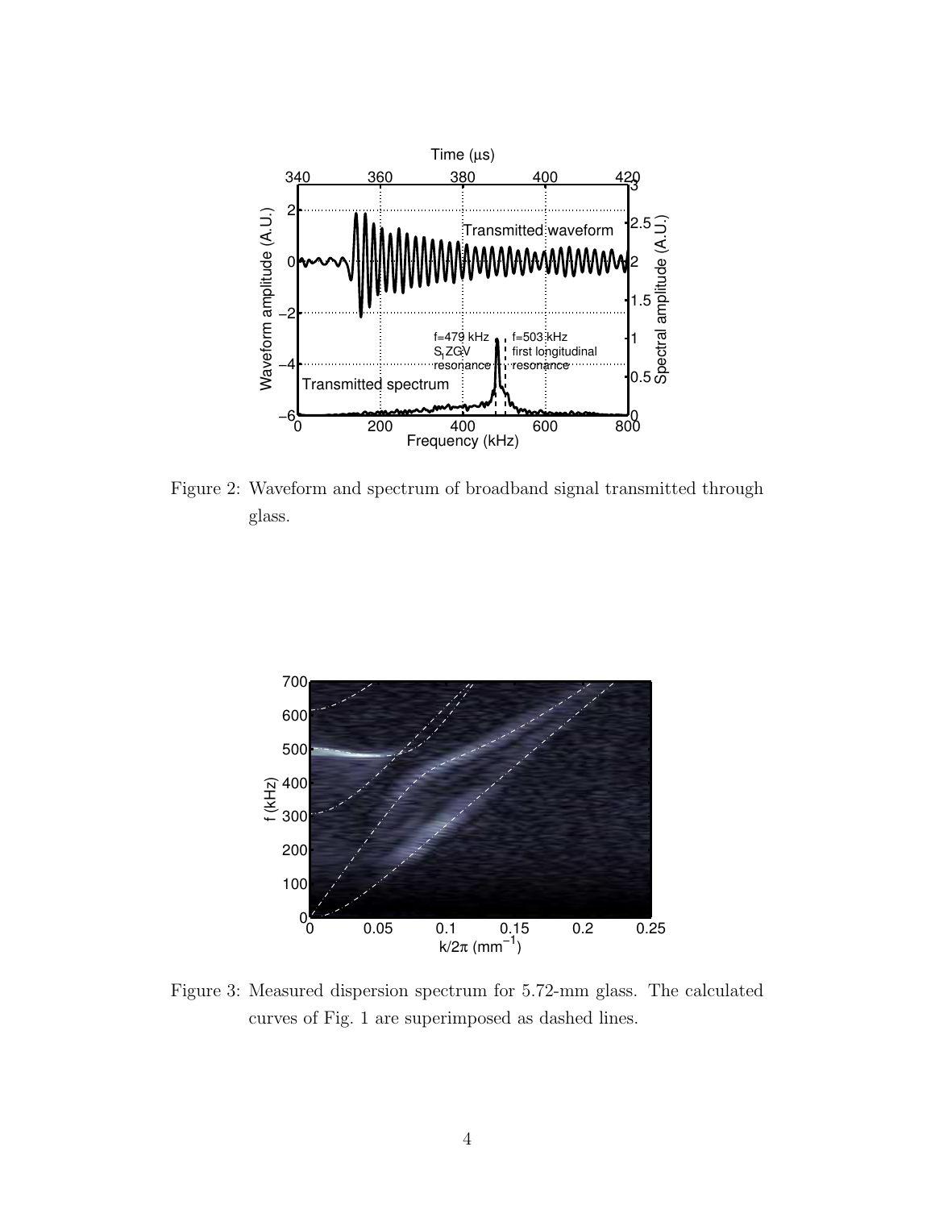Figure 2: Waveform and spectrum of broadband signal transmitted through glass.

Figure 3: Measured dispersion spectrum for 5.72-mm glass. The calculated curves of Fig. 1 are superimposed as dashed lines.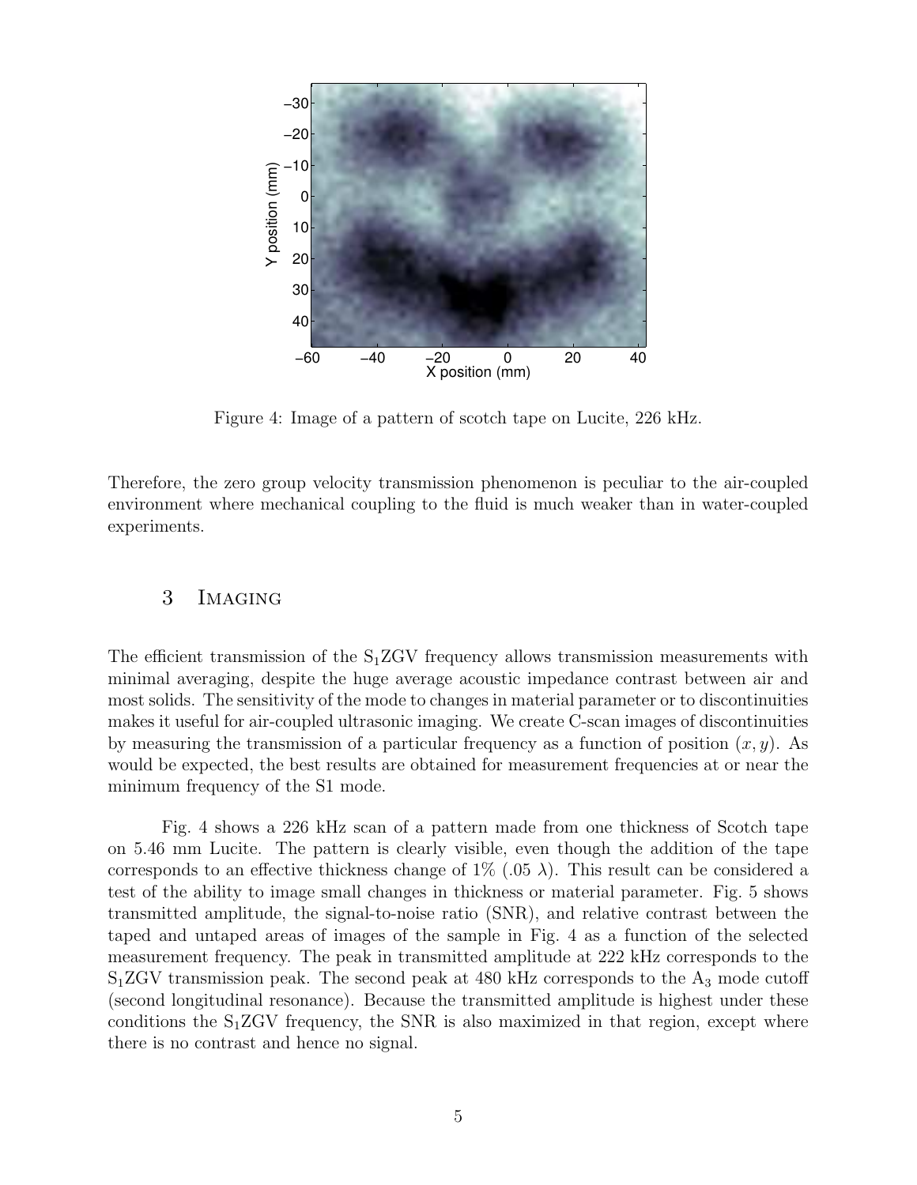Figure 4: Image of a pattern of scotch tape on Lucite, 226 kHz.

Therefore, the zero group velocity transmission phenomenon is peculiar to the air-coupled environment where mechanical coupling to the fluid is much weaker than in water-coupled experiments.

## 3 Imaging

The efficient transmission of the $S_1$ZGV frequency allows transmission measurements with minimal averaging, despite the huge average acoustic impedance contrast between air and most solids. The sensitivity of the mode to changes in material parameter or to discontinuities makes it useful for air-coupled ultrasonic imaging. We create C-scan images of discontinuities by measuring the transmission of a particular frequency as a function of position $(x, y)$. As would be expected, the best results are obtained for measurement frequencies at or near the minimum frequency of the S1 mode.

Fig. 4 shows a 226 kHz scan of a pattern made from one thickness of Scotch tape on 5.46 mm Lucite. The pattern is clearly visible, even though the addition of the tape corresponds to an effective thickness change of 1% (.05 $\lambda$). This result can be considered a test of the ability to image small changes in thickness or material parameter. Fig. 5 shows transmitted amplitude, the signal-to-noise ratio (SNR), and relative contrast between the taped and untaped areas of images of the sample in Fig. 4 as a function of the selected measurement frequency. The peak in transmitted amplitude at 222 kHz corresponds to the $S_1$ZGV transmission peak. The second peak at 480 kHz corresponds to the $A_3$ mode cutoff (second longitudinal resonance). Because the transmitted amplitude is highest under these conditions the $S_1$ZGV frequency, the SNR is also maximized in that region, except where there is no contrast and hence no signal.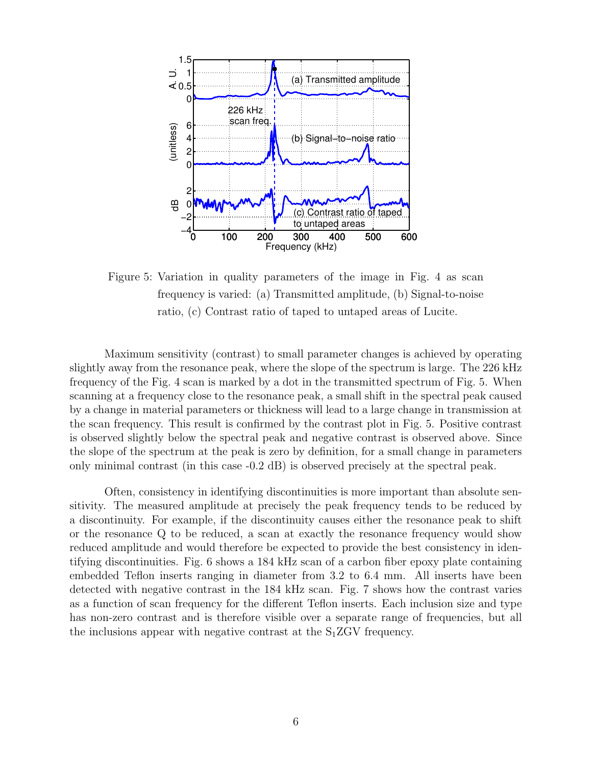Figure 5: Variation in quality parameters of the image in Fig. 4 as scan frequency is varied: (a) Transmitted amplitude, (b) Signal-to-noise ratio, (c) Contrast ratio of taped to untaped areas of Lucite.

Maximum sensitivity (contrast) to small parameter changes is achieved by operating slightly away from the resonance peak, where the slope of the spectrum is large. The 226 kHz frequency of the Fig. 4 scan is marked by a dot in the transmitted spectrum of Fig. 5. When scanning at a frequency close to the resonance peak, a small shift in the spectral peak caused by a change in material parameters or thickness will lead to a large change in transmission at the scan frequency. This result is confirmed by the contrast plot in Fig. 5. Positive contrast is observed slightly below the spectral peak and negative contrast is observed above. Since the slope of the spectrum at the peak is zero by definition, for a small change in parameters only minimal contrast (in this case -0.2 dB) is observed precisely at the spectral peak.

Often, consistency in identifying discontinuities is more important than absolute sensitivity. The measured amplitude at precisely the peak frequency tends to be reduced by a discontinuity. For example, if the discontinuity causes either the resonance peak to shift or the resonance Q to be reduced, a scan at exactly the resonance frequency would show reduced amplitude and would therefore be expected to provide the best consistency in identifying discontinuities. Fig. 6 shows a 184 kHz scan of a carbon fiber epoxy plate containing embedded Teflon inserts ranging in diameter from 3.2 to 6.4 mm. All inserts have been detected with negative contrast in the 184 kHz scan. Fig. 7 shows how the contrast varies as a function of scan frequency for the different Teflon inserts. Each inclusion size and type has non-zero contrast and is therefore visible over a separate range of frequencies, but all the inclusions appear with negative contrast at the $S_1$ZGV frequency.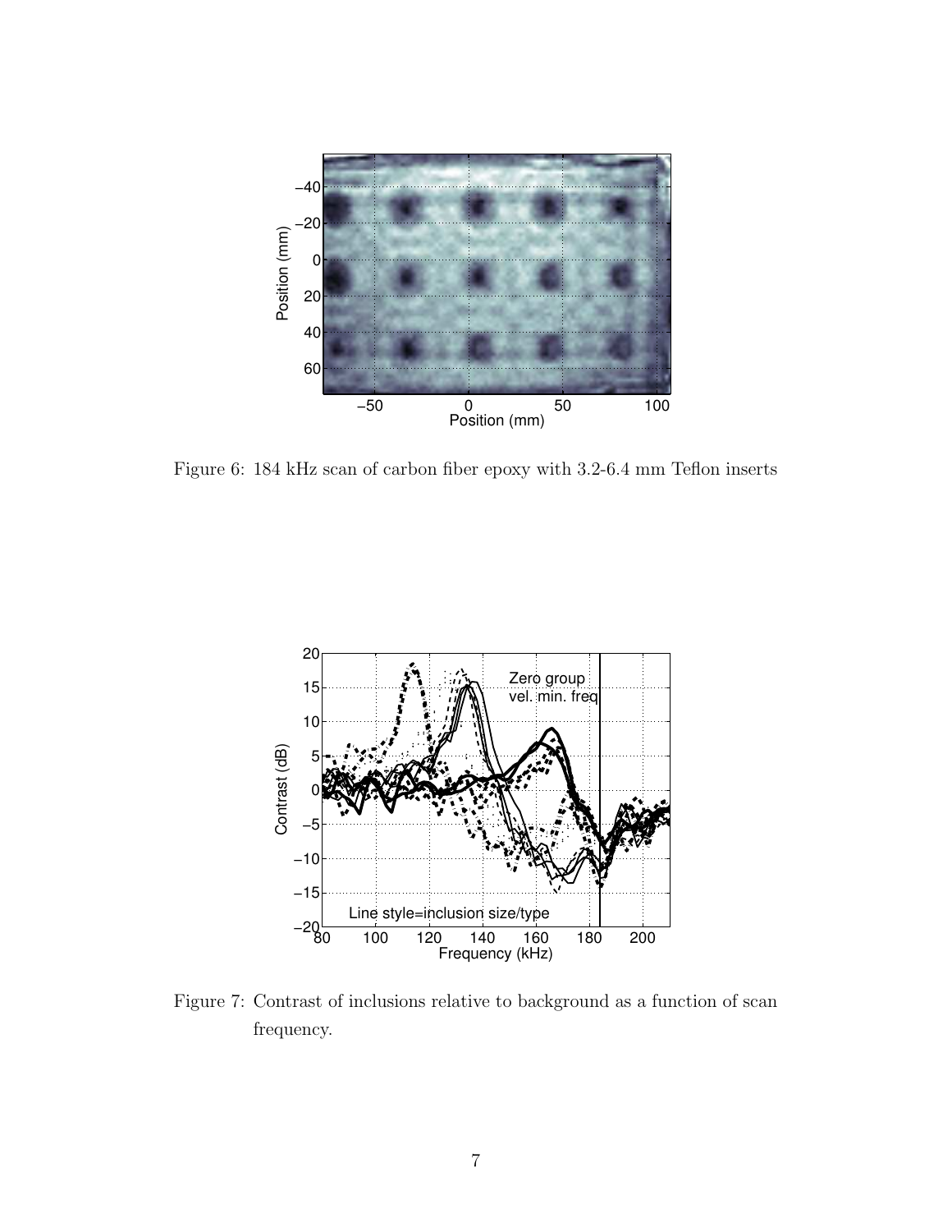Figure 6: 184 kHz scan of carbon fiber epoxy with 3.2-6.4 mm Teflon inserts

Figure 7: Contrast of inclusions relative to background as a function of scan frequency.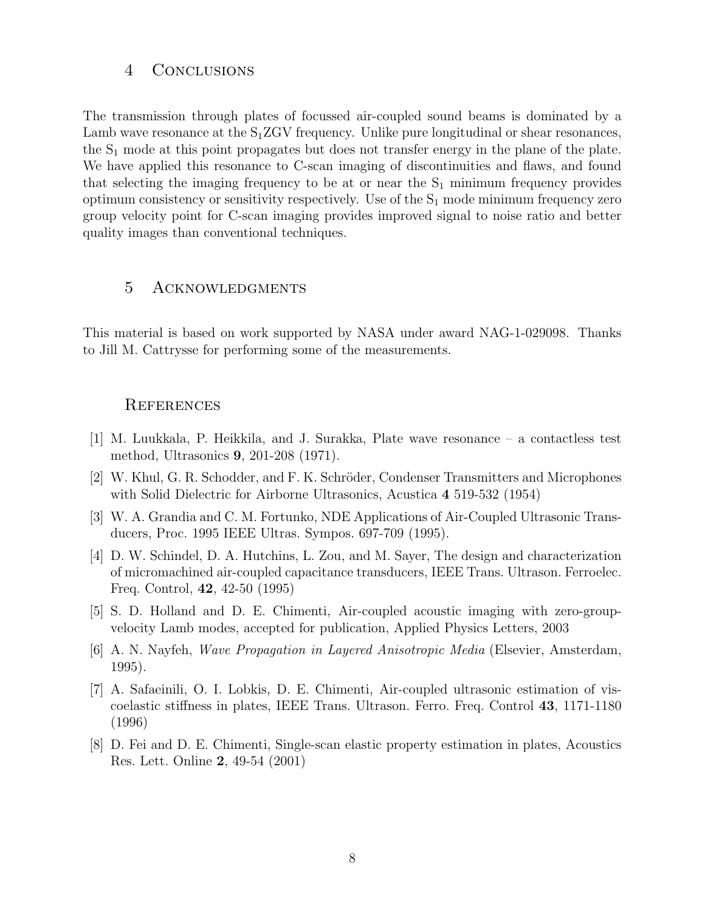## 4 Conclusions

The transmission through plates of focussed air-coupled sound beams is dominated by a Lamb wave resonance at the $S_1$ZGV frequency. Unlike pure longitudinal or shear resonances, the $S_1$ mode at this point propagates but does not transfer energy in the plane of the plate. We have applied this resonance to C-scan imaging of discontinuities and flaws, and found that selecting the imaging frequency to be at or near the $S_1$ minimum frequency provides optimum consistency or sensitivity respectively. Use of the $S_1$ mode minimum frequency zero group velocity point for C-scan imaging provides improved signal to noise ratio and better quality images than conventional techniques.

## 5 Acknowledgments

This material is based on work supported by NASA under award NAG-1-029098. Thanks to Jill M. Cattrysse for performing some of the measurements.

## References

[1] M. Luukkala, P. Heikkila, and J. Surakka, Plate wave resonance – a contactless test method, Ultrasonics **9**, 201-208 (1971).

[2] W. Khul, G. R. Schodder, and F. K. Schröder, Condenser Transmitters and Microphones with Solid Dielectric for Airborne Ultrasonics, Acustica **4** 519-532 (1954)

[3] W. A. Grandia and C. M. Fortunko, NDE Applications of Air-Coupled Ultrasonic Transducers, Proc. 1995 IEEE Ultras. Sympos. 697-709 (1995).

[4] D. W. Schindel, D. A. Hutchins, L. Zou, and M. Sayer, The design and characterization of micromachined air-coupled capacitance transducers, IEEE Trans. Ultrason. Ferroelec. Freq. Control, **42**, 42-50 (1995)

[5] S. D. Holland and D. E. Chimenti, Air-coupled acoustic imaging with zero-group-velocity Lamb modes, accepted for publication, Applied Physics Letters, 2003

[6] A. N. Nayfeh, *Wave Propagation in Layered Anisotropic Media* (Elsevier, Amsterdam, 1995).

[7] A. Safaeinili, O. I. Lobkis, D. E. Chimenti, Air-coupled ultrasonic estimation of viscoelastic stiffness in plates, IEEE Trans. Ultrason. Ferro. Freq. Control **43**, 1171-1180 (1996)

[8] D. Fei and D. E. Chimenti, Single-scan elastic property estimation in plates, Acoustics Res. Lett. Online **2**, 49-54 (2001)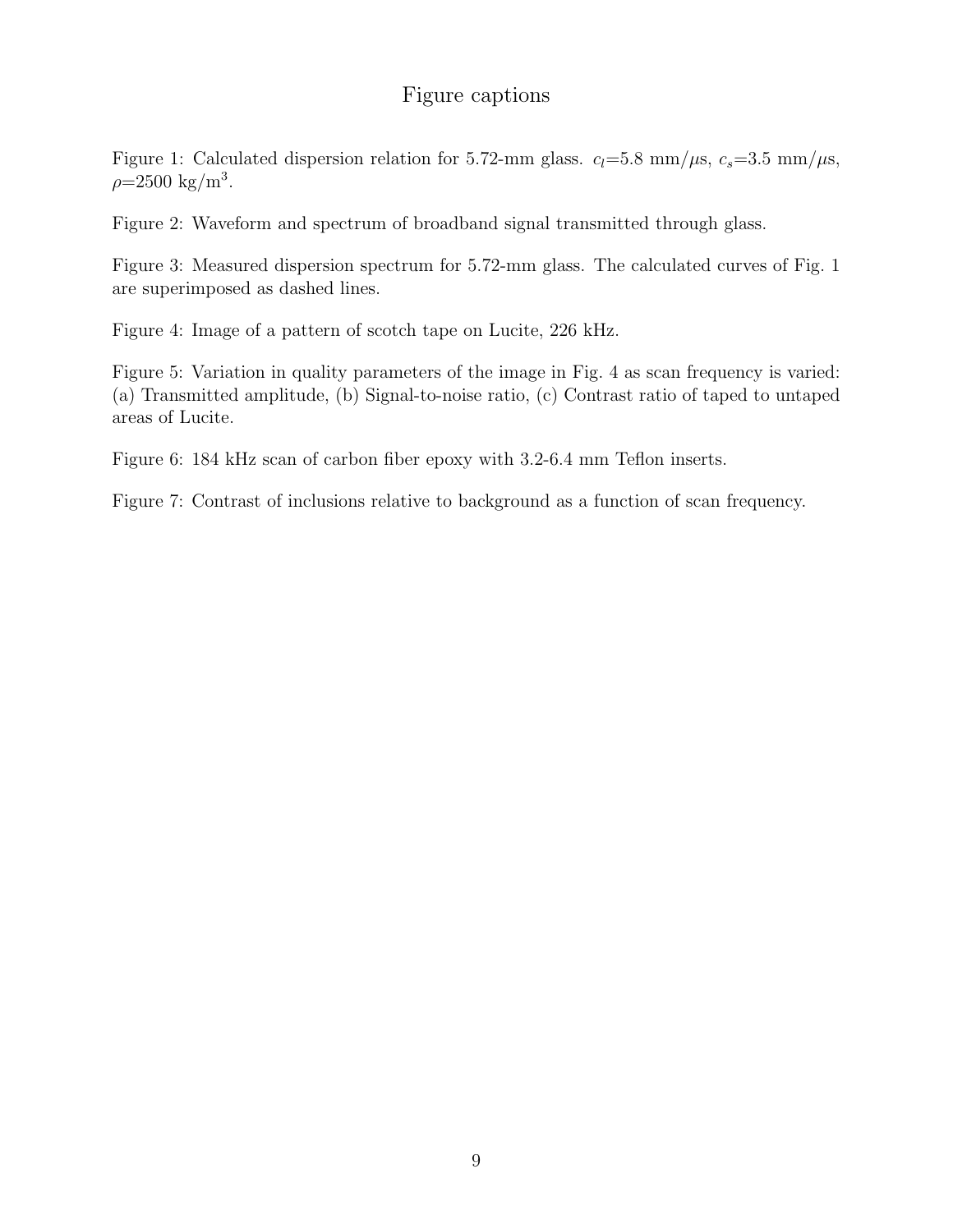# Figure captions

Figure 1: Calculated dispersion relation for 5.72-mm glass. $c_l$=5.8 mm/$\mu$s, $c_s$=3.5 mm/$\mu$s, $\rho$=2500 kg/m$^3$.

Figure 2: Waveform and spectrum of broadband signal transmitted through glass.

Figure 3: Measured dispersion spectrum for 5.72-mm glass. The calculated curves of Fig. 1 are superimposed as dashed lines.

Figure 4: Image of a pattern of scotch tape on Lucite, 226 kHz.

Figure 5: Variation in quality parameters of the image in Fig. 4 as scan frequency is varied: (a) Transmitted amplitude, (b) Signal-to-noise ratio, (c) Contrast ratio of taped to untaped areas of Lucite.

Figure 6: 184 kHz scan of carbon fiber epoxy with 3.2-6.4 mm Teflon inserts.

Figure 7: Contrast of inclusions relative to background as a function of scan frequency.